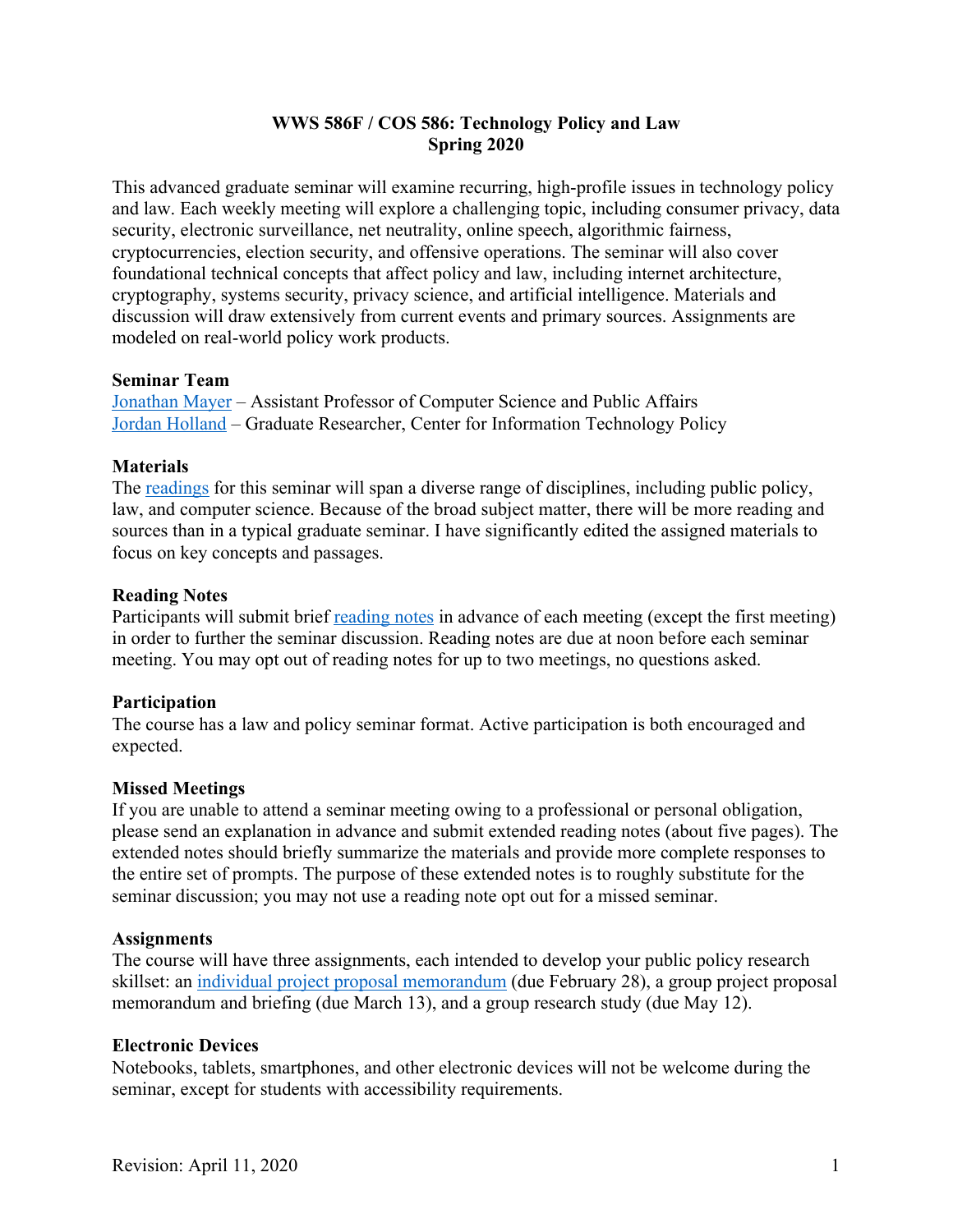# WWS 586F / COS 586: Technology Policy and Law
## Spring 2020

This advanced graduate seminar will examine recurring, high-profile issues in technology policy and law. Each weekly meeting will explore a challenging topic, including consumer privacy, data security, electronic surveillance, net neutrality, online speech, algorithmic fairness, cryptocurrencies, election security, and offensive operations. The seminar will also cover foundational technical concepts that affect policy and law, including internet architecture, cryptography, systems security, privacy science, and artificial intelligence. Materials and discussion will draw extensively from current events and primary sources. Assignments are modeled on real-world policy work products.

### Seminar Team

Jonathan Mayer – Assistant Professor of Computer Science and Public Affairs
Jordan Holland – Graduate Researcher, Center for Information Technology Policy

### Materials

The readings for this seminar will span a diverse range of disciplines, including public policy, law, and computer science. Because of the broad subject matter, there will be more reading and sources than in a typical graduate seminar. I have significantly edited the assigned materials to focus on key concepts and passages.

### Reading Notes

Participants will submit brief reading notes in advance of each meeting (except the first meeting) in order to further the seminar discussion. Reading notes are due at noon before each seminar meeting. You may opt out of reading notes for up to two meetings, no questions asked.

### Participation

The course has a law and policy seminar format. Active participation is both encouraged and expected.

### Missed Meetings

If you are unable to attend a seminar meeting owing to a professional or personal obligation, please send an explanation in advance and submit extended reading notes (about five pages). The extended notes should briefly summarize the materials and provide more complete responses to the entire set of prompts. The purpose of these extended notes is to roughly substitute for the seminar discussion; you may not use a reading note opt out for a missed seminar.

### Assignments

The course will have three assignments, each intended to develop your public policy research skillset: an individual project proposal memorandum (due February 28), a group project proposal memorandum and briefing (due March 13), and a group research study (due May 12).

### Electronic Devices

Notebooks, tablets, smartphones, and other electronic devices will not be welcome during the seminar, except for students with accessibility requirements.

Revision: April 11, 2020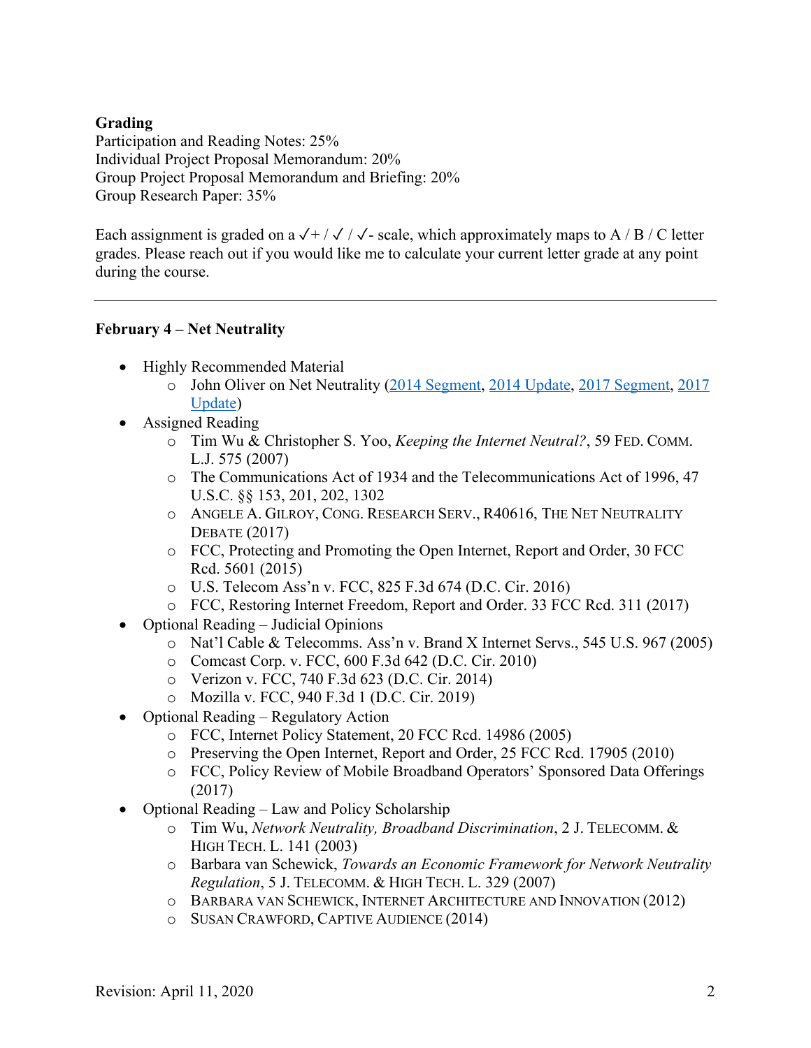**Grading**

Participation and Reading Notes: 25%
Individual Project Proposal Memorandum: 20%
Group Project Proposal Memorandum and Briefing: 20%
Group Research Paper: 35%

Each assignment is graded on a ✓+ / ✓ / ✓- scale, which approximately maps to A / B / C letter grades. Please reach out if you would like me to calculate your current letter grade at any point during the course.

---

**February 4 – Net Neutrality**

- Highly Recommended Material
  - John Oliver on Net Neutrality (2014 Segment, 2014 Update, 2017 Segment, 2017 Update)
- Assigned Reading
  - Tim Wu & Christopher S. Yoo, *Keeping the Internet Neutral?*, 59 FED. COMM. L.J. 575 (2007)
  - The Communications Act of 1934 and the Telecommunications Act of 1996, 47 U.S.C. §§ 153, 201, 202, 1302
  - ANGELE A. GILROY, CONG. RESEARCH SERV., R40616, THE NET NEUTRALITY DEBATE (2017)
  - FCC, Protecting and Promoting the Open Internet, Report and Order, 30 FCC Rcd. 5601 (2015)
  - U.S. Telecom Ass'n v. FCC, 825 F.3d 674 (D.C. Cir. 2016)
  - FCC, Restoring Internet Freedom, Report and Order. 33 FCC Rcd. 311 (2017)
- Optional Reading – Judicial Opinions
  - Nat'l Cable & Telecomms. Ass'n v. Brand X Internet Servs., 545 U.S. 967 (2005)
  - Comcast Corp. v. FCC, 600 F.3d 642 (D.C. Cir. 2010)
  - Verizon v. FCC, 740 F.3d 623 (D.C. Cir. 2014)
  - Mozilla v. FCC, 940 F.3d 1 (D.C. Cir. 2019)
- Optional Reading – Regulatory Action
  - FCC, Internet Policy Statement, 20 FCC Rcd. 14986 (2005)
  - Preserving the Open Internet, Report and Order, 25 FCC Rcd. 17905 (2010)
  - FCC, Policy Review of Mobile Broadband Operators' Sponsored Data Offerings (2017)
- Optional Reading – Law and Policy Scholarship
  - Tim Wu, *Network Neutrality, Broadband Discrimination*, 2 J. TELECOMM. & HIGH TECH. L. 141 (2003)
  - Barbara van Schewick, *Towards an Economic Framework for Network Neutrality Regulation*, 5 J. TELECOMM. & HIGH TECH. L. 329 (2007)
  - BARBARA VAN SCHEWICK, INTERNET ARCHITECTURE AND INNOVATION (2012)
  - SUSAN CRAWFORD, CAPTIVE AUDIENCE (2014)

Revision: April 11, 2020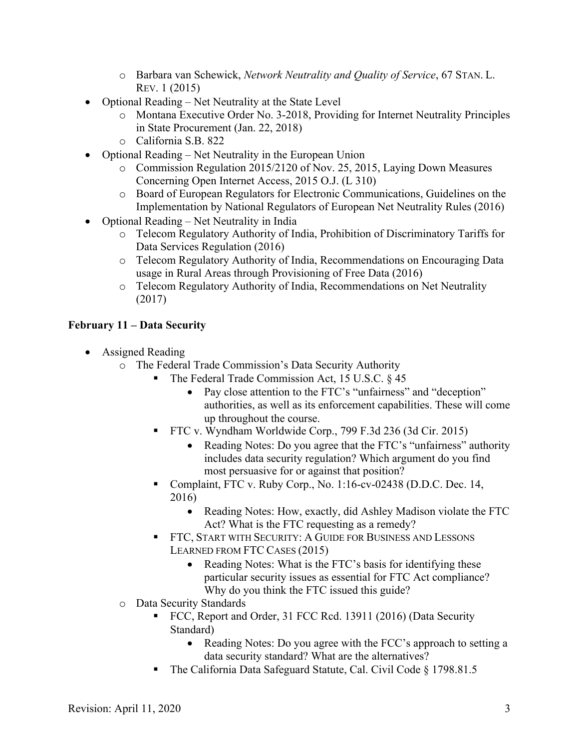- Barbara van Schewick, *Network Neutrality and Quality of Service*, 67 STAN. L. REV. 1 (2015)
- Optional Reading – Net Neutrality at the State Level
  - Montana Executive Order No. 3-2018, Providing for Internet Neutrality Principles in State Procurement (Jan. 22, 2018)
  - California S.B. 822
- Optional Reading – Net Neutrality in the European Union
  - Commission Regulation 2015/2120 of Nov. 25, 2015, Laying Down Measures Concerning Open Internet Access, 2015 O.J. (L 310)
  - Board of European Regulators for Electronic Communications, Guidelines on the Implementation by National Regulators of European Net Neutrality Rules (2016)
- Optional Reading – Net Neutrality in India
  - Telecom Regulatory Authority of India, Prohibition of Discriminatory Tariffs for Data Services Regulation (2016)
  - Telecom Regulatory Authority of India, Recommendations on Encouraging Data usage in Rural Areas through Provisioning of Free Data (2016)
  - Telecom Regulatory Authority of India, Recommendations on Net Neutrality (2017)

**February 11 – Data Security**

- Assigned Reading
  - The Federal Trade Commission's Data Security Authority
    - The Federal Trade Commission Act, 15 U.S.C. § 45
      - Pay close attention to the FTC's "unfairness" and "deception" authorities, as well as its enforcement capabilities. These will come up throughout the course.
    - FTC v. Wyndham Worldwide Corp., 799 F.3d 236 (3d Cir. 2015)
      - Reading Notes: Do you agree that the FTC's "unfairness" authority includes data security regulation? Which argument do you find most persuasive for or against that position?
    - Complaint, FTC v. Ruby Corp., No. 1:16-cv-02438 (D.D.C. Dec. 14, 2016)
      - Reading Notes: How, exactly, did Ashley Madison violate the FTC Act? What is the FTC requesting as a remedy?
    - FTC, START WITH SECURITY: A GUIDE FOR BUSINESS AND LESSONS LEARNED FROM FTC CASES (2015)
      - Reading Notes: What is the FTC's basis for identifying these particular security issues as essential for FTC Act compliance? Why do you think the FTC issued this guide?
  - Data Security Standards
    - FCC, Report and Order, 31 FCC Rcd. 13911 (2016) (Data Security Standard)
      - Reading Notes: Do you agree with the FCC's approach to setting a data security standard? What are the alternatives?
    - The California Data Safeguard Statute, Cal. Civil Code § 1798.81.5

Revision: April 11, 2020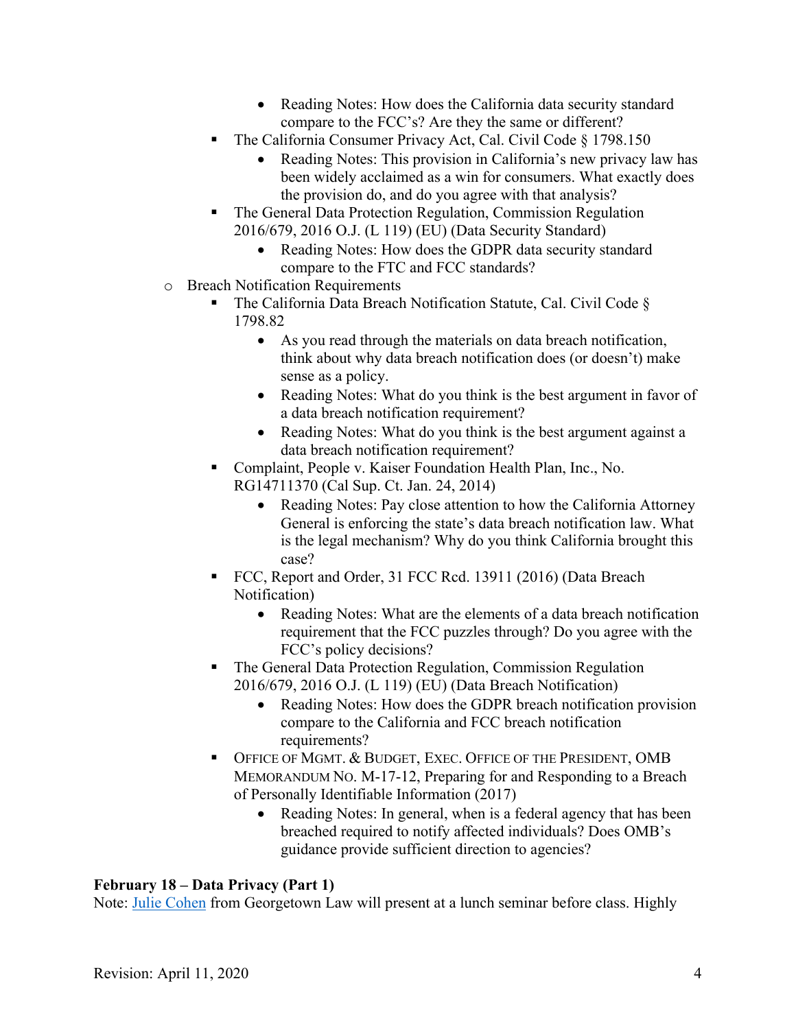- Reading Notes: How does the California data security standard compare to the FCC's? Are they the same or different?
    - The California Consumer Privacy Act, Cal. Civil Code § 1798.150
      - Reading Notes: This provision in California's new privacy law has been widely acclaimed as a win for consumers. What exactly does the provision do, and do you agree with that analysis?
    - The General Data Protection Regulation, Commission Regulation 2016/679, 2016 O.J. (L 119) (EU) (Data Security Standard)
      - Reading Notes: How does the GDPR data security standard compare to the FTC and FCC standards?
  - Breach Notification Requirements
    - The California Data Breach Notification Statute, Cal. Civil Code § 1798.82
      - As you read through the materials on data breach notification, think about why data breach notification does (or doesn't) make sense as a policy.
      - Reading Notes: What do you think is the best argument in favor of a data breach notification requirement?
      - Reading Notes: What do you think is the best argument against a data breach notification requirement?
    - Complaint, People v. Kaiser Foundation Health Plan, Inc., No. RG14711370 (Cal Sup. Ct. Jan. 24, 2014)
      - Reading Notes: Pay close attention to how the California Attorney General is enforcing the state's data breach notification law. What is the legal mechanism? Why do you think California brought this case?
    - FCC, Report and Order, 31 FCC Rcd. 13911 (2016) (Data Breach Notification)
      - Reading Notes: What are the elements of a data breach notification requirement that the FCC puzzles through? Do you agree with the FCC's policy decisions?
    - The General Data Protection Regulation, Commission Regulation 2016/679, 2016 O.J. (L 119) (EU) (Data Breach Notification)
      - Reading Notes: How does the GDPR breach notification provision compare to the California and FCC breach notification requirements?
    - OFFICE OF MGMT. & BUDGET, EXEC. OFFICE OF THE PRESIDENT, OMB MEMORANDUM NO. M-17-12, Preparing for and Responding to a Breach of Personally Identifiable Information (2017)
      - Reading Notes: In general, when is a federal agency that has been breached required to notify affected individuals? Does OMB's guidance provide sufficient direction to agencies?

**February 18 – Data Privacy (Part 1)**

Note: Julie Cohen from Georgetown Law will present at a lunch seminar before class. Highly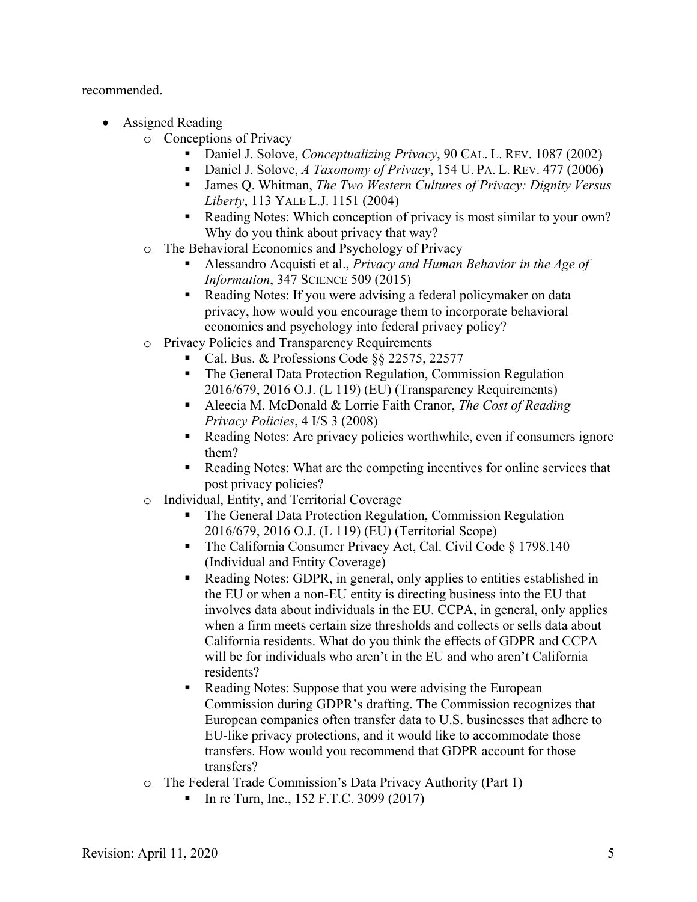recommended.

- Assigned Reading
  - Conceptions of Privacy
    - Daniel J. Solove, *Conceptualizing Privacy*, 90 CAL. L. REV. 1087 (2002)
    - Daniel J. Solove, *A Taxonomy of Privacy*, 154 U. PA. L. REV. 477 (2006)
    - James Q. Whitman, *The Two Western Cultures of Privacy: Dignity Versus Liberty*, 113 YALE L.J. 1151 (2004)
    - Reading Notes: Which conception of privacy is most similar to your own? Why do you think about privacy that way?
  - The Behavioral Economics and Psychology of Privacy
    - Alessandro Acquisti et al., *Privacy and Human Behavior in the Age of Information*, 347 SCIENCE 509 (2015)
    - Reading Notes: If you were advising a federal policymaker on data privacy, how would you encourage them to incorporate behavioral economics and psychology into federal privacy policy?
  - Privacy Policies and Transparency Requirements
    - Cal. Bus. & Professions Code §§ 22575, 22577
    - The General Data Protection Regulation, Commission Regulation 2016/679, 2016 O.J. (L 119) (EU) (Transparency Requirements)
    - Aleecia M. McDonald & Lorrie Faith Cranor, *The Cost of Reading Privacy Policies*, 4 I/S 3 (2008)
    - Reading Notes: Are privacy policies worthwhile, even if consumers ignore them?
    - Reading Notes: What are the competing incentives for online services that post privacy policies?
  - Individual, Entity, and Territorial Coverage
    - The General Data Protection Regulation, Commission Regulation 2016/679, 2016 O.J. (L 119) (EU) (Territorial Scope)
    - The California Consumer Privacy Act, Cal. Civil Code § 1798.140 (Individual and Entity Coverage)
    - Reading Notes: GDPR, in general, only applies to entities established in the EU or when a non-EU entity is directing business into the EU that involves data about individuals in the EU. CCPA, in general, only applies when a firm meets certain size thresholds and collects or sells data about California residents. What do you think the effects of GDPR and CCPA will be for individuals who aren't in the EU and who aren't California residents?
    - Reading Notes: Suppose that you were advising the European Commission during GDPR's drafting. The Commission recognizes that European companies often transfer data to U.S. businesses that adhere to EU-like privacy protections, and it would like to accommodate those transfers. How would you recommend that GDPR account for those transfers?
  - The Federal Trade Commission's Data Privacy Authority (Part 1)
    - In re Turn, Inc., 152 F.T.C. 3099 (2017)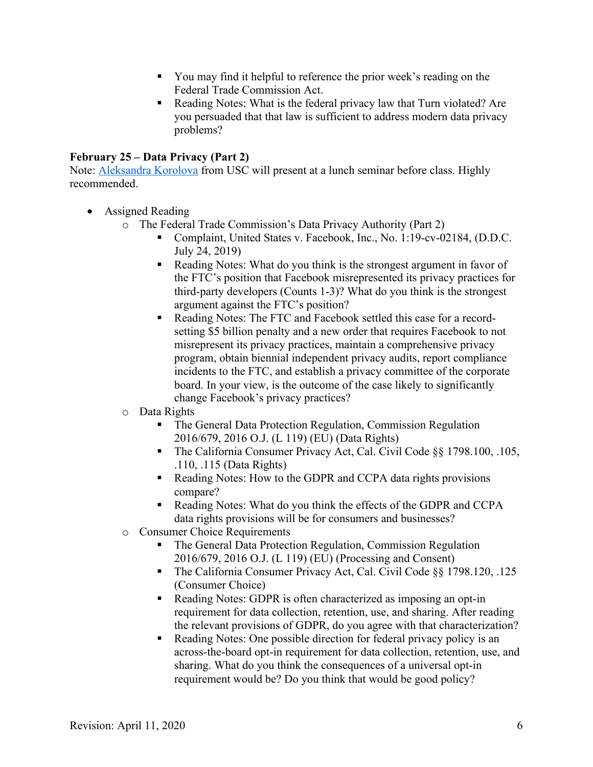- You may find it helpful to reference the prior week's reading on the Federal Trade Commission Act.
        - Reading Notes: What is the federal privacy law that Turn violated? Are you persuaded that that law is sufficient to address modern data privacy problems?

**February 25 – Data Privacy (Part 2)**
Note: [Aleksandra Korolova]() from USC will present at a lunch seminar before class. Highly recommended.

- Assigned Reading
    - The Federal Trade Commission's Data Privacy Authority (Part 2)
        - Complaint, United States v. Facebook, Inc., No. 1:19-cv-02184, (D.D.C. July 24, 2019)
        - Reading Notes: What do you think is the strongest argument in favor of the FTC's position that Facebook misrepresented its privacy practices for third-party developers (Counts 1-3)? What do you think is the strongest argument against the FTC's position?
        - Reading Notes: The FTC and Facebook settled this case for a record-setting $5 billion penalty and a new order that requires Facebook to not misrepresent its privacy practices, maintain a comprehensive privacy program, obtain biennial independent privacy audits, report compliance incidents to the FTC, and establish a privacy committee of the corporate board. In your view, is the outcome of the case likely to significantly change Facebook's privacy practices?
    - Data Rights
        - The General Data Protection Regulation, Commission Regulation 2016/679, 2016 O.J. (L 119) (EU) (Data Rights)
        - The California Consumer Privacy Act, Cal. Civil Code §§ 1798.100, .105, .110, .115 (Data Rights)
        - Reading Notes: How to the GDPR and CCPA data rights provisions compare?
        - Reading Notes: What do you think the effects of the GDPR and CCPA data rights provisions will be for consumers and businesses?
    - Consumer Choice Requirements
        - The General Data Protection Regulation, Commission Regulation 2016/679, 2016 O.J. (L 119) (EU) (Processing and Consent)
        - The California Consumer Privacy Act, Cal. Civil Code §§ 1798.120, .125 (Consumer Choice)
        - Reading Notes: GDPR is often characterized as imposing an opt-in requirement for data collection, retention, use, and sharing. After reading the relevant provisions of GDPR, do you agree with that characterization?
        - Reading Notes: One possible direction for federal privacy policy is an across-the-board opt-in requirement for data collection, retention, use, and sharing. What do you think the consequences of a universal opt-in requirement would be? Do you think that would be good policy?

Revision: April 11, 2020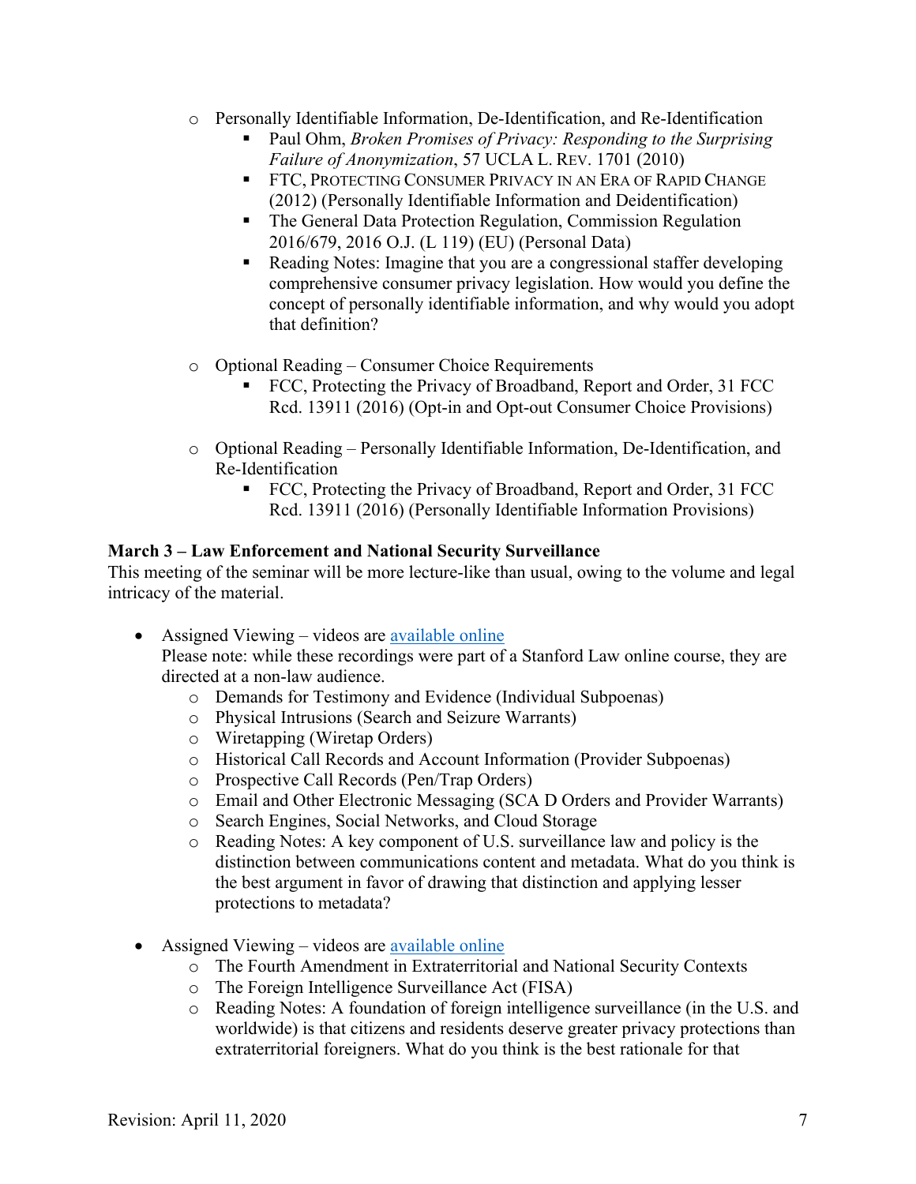- Personally Identifiable Information, De-Identification, and Re-Identification
  - Paul Ohm, *Broken Promises of Privacy: Responding to the Surprising Failure of Anonymization*, 57 UCLA L. REV. 1701 (2010)
  - FTC, PROTECTING CONSUMER PRIVACY IN AN ERA OF RAPID CHANGE (2012) (Personally Identifiable Information and Deidentification)
  - The General Data Protection Regulation, Commission Regulation 2016/679, 2016 O.J. (L 119) (EU) (Personal Data)
  - Reading Notes: Imagine that you are a congressional staffer developing comprehensive consumer privacy legislation. How would you define the concept of personally identifiable information, and why would you adopt that definition?

- Optional Reading – Consumer Choice Requirements
  - FCC, Protecting the Privacy of Broadband, Report and Order, 31 FCC Rcd. 13911 (2016) (Opt-in and Opt-out Consumer Choice Provisions)

- Optional Reading – Personally Identifiable Information, De-Identification, and Re-Identification
  - FCC, Protecting the Privacy of Broadband, Report and Order, 31 FCC Rcd. 13911 (2016) (Personally Identifiable Information Provisions)

**March 3 – Law Enforcement and National Security Surveillance**

This meeting of the seminar will be more lecture-like than usual, owing to the volume and legal intricacy of the material.

- Assigned Viewing – videos are available online
  Please note: while these recordings were part of a Stanford Law online course, they are directed at a non-law audience.
  - Demands for Testimony and Evidence (Individual Subpoenas)
  - Physical Intrusions (Search and Seizure Warrants)
  - Wiretapping (Wiretap Orders)
  - Historical Call Records and Account Information (Provider Subpoenas)
  - Prospective Call Records (Pen/Trap Orders)
  - Email and Other Electronic Messaging (SCA D Orders and Provider Warrants)
  - Search Engines, Social Networks, and Cloud Storage
  - Reading Notes: A key component of U.S. surveillance law and policy is the distinction between communications content and metadata. What do you think is the best argument in favor of drawing that distinction and applying lesser protections to metadata?

- Assigned Viewing – videos are available online
  - The Fourth Amendment in Extraterritorial and National Security Contexts
  - The Foreign Intelligence Surveillance Act (FISA)
  - Reading Notes: A foundation of foreign intelligence surveillance (in the U.S. and worldwide) is that citizens and residents deserve greater privacy protections than extraterritorial foreigners. What do you think is the best rationale for that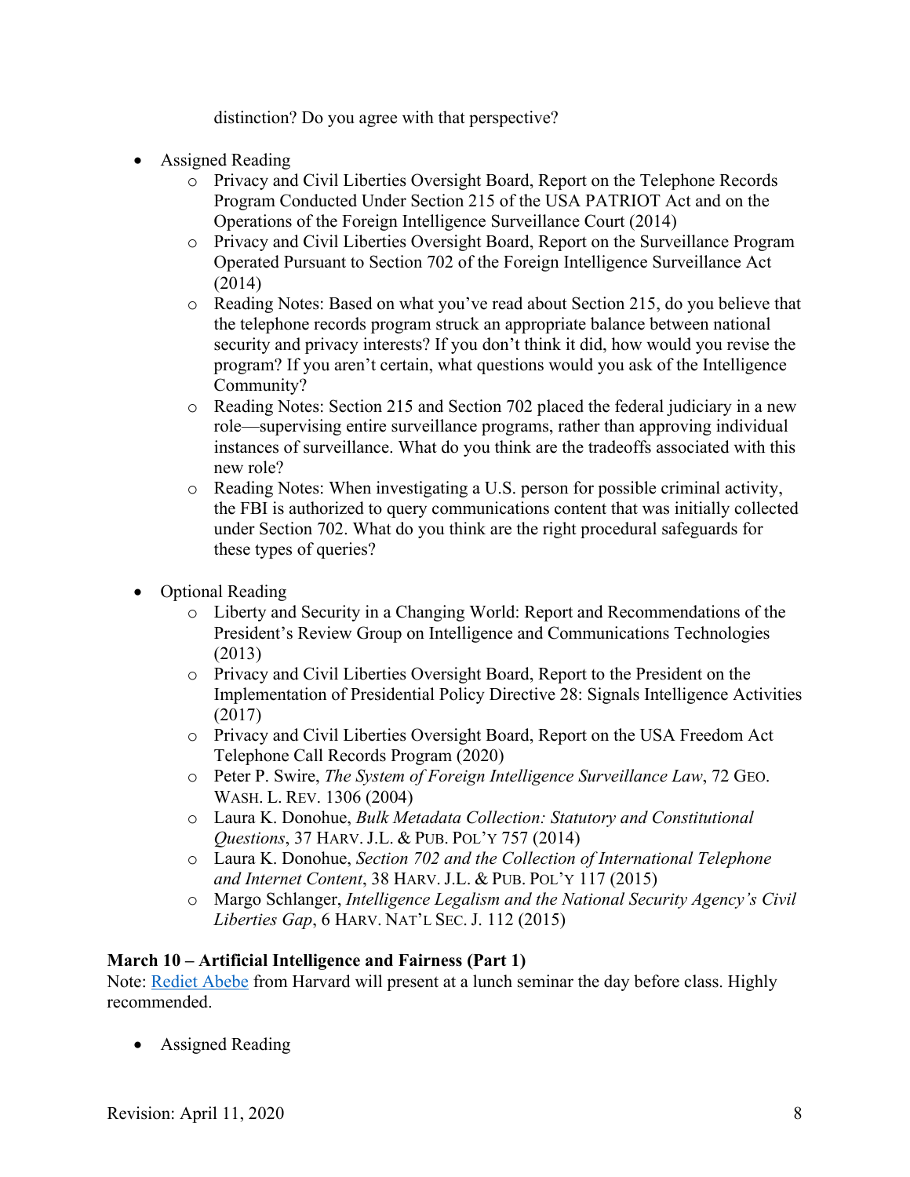distinction? Do you agree with that perspective?

- Assigned Reading
  - Privacy and Civil Liberties Oversight Board, Report on the Telephone Records Program Conducted Under Section 215 of the USA PATRIOT Act and on the Operations of the Foreign Intelligence Surveillance Court (2014)
  - Privacy and Civil Liberties Oversight Board, Report on the Surveillance Program Operated Pursuant to Section 702 of the Foreign Intelligence Surveillance Act (2014)
  - Reading Notes: Based on what you've read about Section 215, do you believe that the telephone records program struck an appropriate balance between national security and privacy interests? If you don't think it did, how would you revise the program? If you aren't certain, what questions would you ask of the Intelligence Community?
  - Reading Notes: Section 215 and Section 702 placed the federal judiciary in a new role—supervising entire surveillance programs, rather than approving individual instances of surveillance. What do you think are the tradeoffs associated with this new role?
  - Reading Notes: When investigating a U.S. person for possible criminal activity, the FBI is authorized to query communications content that was initially collected under Section 702. What do you think are the right procedural safeguards for these types of queries?

- Optional Reading
  - Liberty and Security in a Changing World: Report and Recommendations of the President's Review Group on Intelligence and Communications Technologies (2013)
  - Privacy and Civil Liberties Oversight Board, Report to the President on the Implementation of Presidential Policy Directive 28: Signals Intelligence Activities (2017)
  - Privacy and Civil Liberties Oversight Board, Report on the USA Freedom Act Telephone Call Records Program (2020)
  - Peter P. Swire, *The System of Foreign Intelligence Surveillance Law*, 72 GEO. WASH. L. REV. 1306 (2004)
  - Laura K. Donohue, *Bulk Metadata Collection: Statutory and Constitutional Questions*, 37 HARV. J.L. & PUB. POL'Y 757 (2014)
  - Laura K. Donohue, *Section 702 and the Collection of International Telephone and Internet Content*, 38 HARV. J.L. & PUB. POL'Y 117 (2015)
  - Margo Schlanger, *Intelligence Legalism and the National Security Agency's Civil Liberties Gap*, 6 HARV. NAT'L SEC. J. 112 (2015)

**March 10 – Artificial Intelligence and Fairness (Part 1)**

Note: Rediet Abebe from Harvard will present at a lunch seminar the day before class. Highly recommended.

- Assigned Reading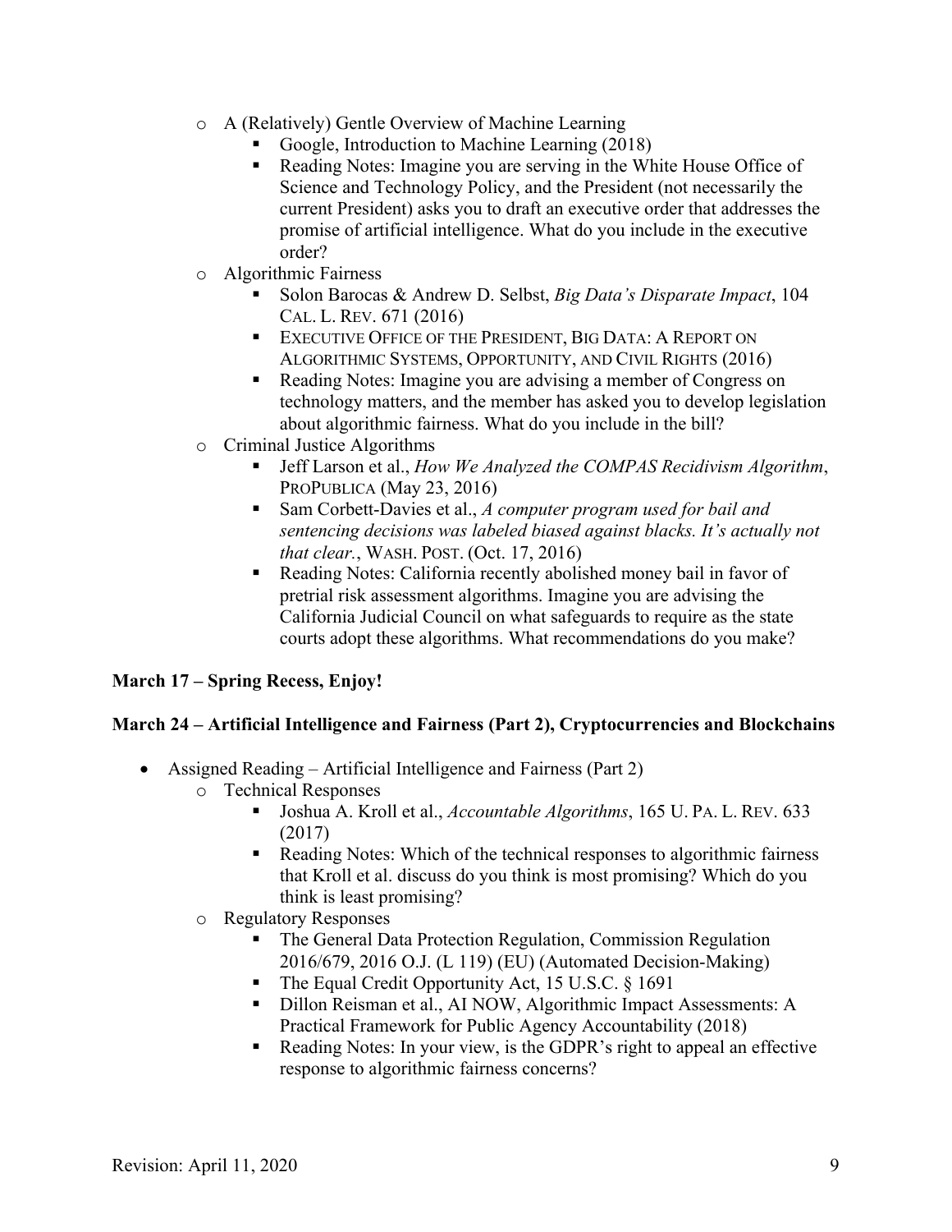- A (Relatively) Gentle Overview of Machine Learning
    - Google, Introduction to Machine Learning (2018)
    - Reading Notes: Imagine you are serving in the White House Office of Science and Technology Policy, and the President (not necessarily the current President) asks you to draft an executive order that addresses the promise of artificial intelligence. What do you include in the executive order?
  - Algorithmic Fairness
    - Solon Barocas & Andrew D. Selbst, *Big Data's Disparate Impact*, 104 CAL. L. REV. 671 (2016)
    - EXECUTIVE OFFICE OF THE PRESIDENT, BIG DATA: A REPORT ON ALGORITHMIC SYSTEMS, OPPORTUNITY, AND CIVIL RIGHTS (2016)
    - Reading Notes: Imagine you are advising a member of Congress on technology matters, and the member has asked you to develop legislation about algorithmic fairness. What do you include in the bill?
  - Criminal Justice Algorithms
    - Jeff Larson et al., *How We Analyzed the COMPAS Recidivism Algorithm*, PROPUBLICA (May 23, 2016)
    - Sam Corbett-Davies et al., *A computer program used for bail and sentencing decisions was labeled biased against blacks. It's actually not that clear.*, WASH. POST. (Oct. 17, 2016)
    - Reading Notes: California recently abolished money bail in favor of pretrial risk assessment algorithms. Imagine you are advising the California Judicial Council on what safeguards to require as the state courts adopt these algorithms. What recommendations do you make?

**March 17 – Spring Recess, Enjoy!**

**March 24 – Artificial Intelligence and Fairness (Part 2), Cryptocurrencies and Blockchains**

- Assigned Reading – Artificial Intelligence and Fairness (Part 2)
  - Technical Responses
    - Joshua A. Kroll et al., *Accountable Algorithms*, 165 U. PA. L. REV. 633 (2017)
    - Reading Notes: Which of the technical responses to algorithmic fairness that Kroll et al. discuss do you think is most promising? Which do you think is least promising?
  - Regulatory Responses
    - The General Data Protection Regulation, Commission Regulation 2016/679, 2016 O.J. (L 119) (EU) (Automated Decision-Making)
    - The Equal Credit Opportunity Act, 15 U.S.C. § 1691
    - Dillon Reisman et al., AI NOW, Algorithmic Impact Assessments: A Practical Framework for Public Agency Accountability (2018)
    - Reading Notes: In your view, is the GDPR's right to appeal an effective response to algorithmic fairness concerns?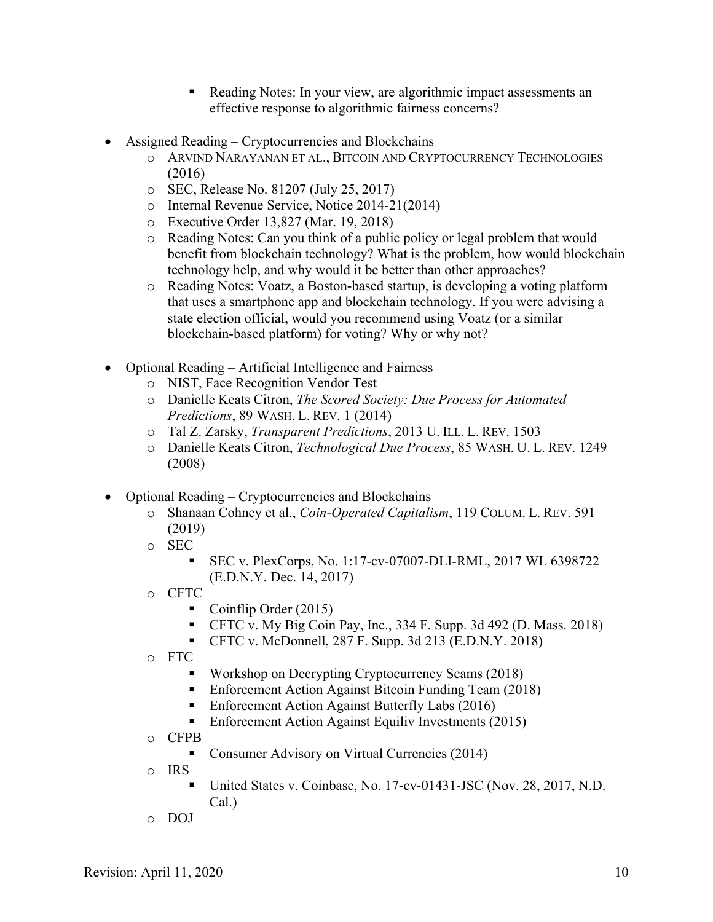- Reading Notes: In your view, are algorithmic impact assessments an effective response to algorithmic fairness concerns?

- Assigned Reading – Cryptocurrencies and Blockchains
    - ARVIND NARAYANAN ET AL., BITCOIN AND CRYPTOCURRENCY TECHNOLOGIES (2016)
    - SEC, Release No. 81207 (July 25, 2017)
    - Internal Revenue Service, Notice 2014-21(2014)
    - Executive Order 13,827 (Mar. 19, 2018)
    - Reading Notes: Can you think of a public policy or legal problem that would benefit from blockchain technology? What is the problem, how would blockchain technology help, and why would it be better than other approaches?
    - Reading Notes: Voatz, a Boston-based startup, is developing a voting platform that uses a smartphone app and blockchain technology. If you were advising a state election official, would you recommend using Voatz (or a similar blockchain-based platform) for voting? Why or why not?

- Optional Reading – Artificial Intelligence and Fairness
    - NIST, Face Recognition Vendor Test
    - Danielle Keats Citron, *The Scored Society: Due Process for Automated Predictions*, 89 WASH. L. REV. 1 (2014)
    - Tal Z. Zarsky, *Transparent Predictions*, 2013 U. ILL. L. REV. 1503
    - Danielle Keats Citron, *Technological Due Process*, 85 WASH. U. L. REV. 1249 (2008)

- Optional Reading – Cryptocurrencies and Blockchains
    - Shanaan Cohney et al., *Coin-Operated Capitalism*, 119 COLUM. L. REV. 591 (2019)
    - SEC
        - SEC v. PlexCorps, No. 1:17-cv-07007-DLI-RML, 2017 WL 6398722 (E.D.N.Y. Dec. 14, 2017)
    - CFTC
        - Coinflip Order (2015)
        - CFTC v. My Big Coin Pay, Inc., 334 F. Supp. 3d 492 (D. Mass. 2018)
        - CFTC v. McDonnell, 287 F. Supp. 3d 213 (E.D.N.Y. 2018)
    - FTC
        - Workshop on Decrypting Cryptocurrency Scams (2018)
        - Enforcement Action Against Bitcoin Funding Team (2018)
        - Enforcement Action Against Butterfly Labs (2016)
        - Enforcement Action Against Equiliv Investments (2015)
    - CFPB
        - Consumer Advisory on Virtual Currencies (2014)
    - IRS
        - United States v. Coinbase, No. 17-cv-01431-JSC (Nov. 28, 2017, N.D. Cal.)
    - DOJ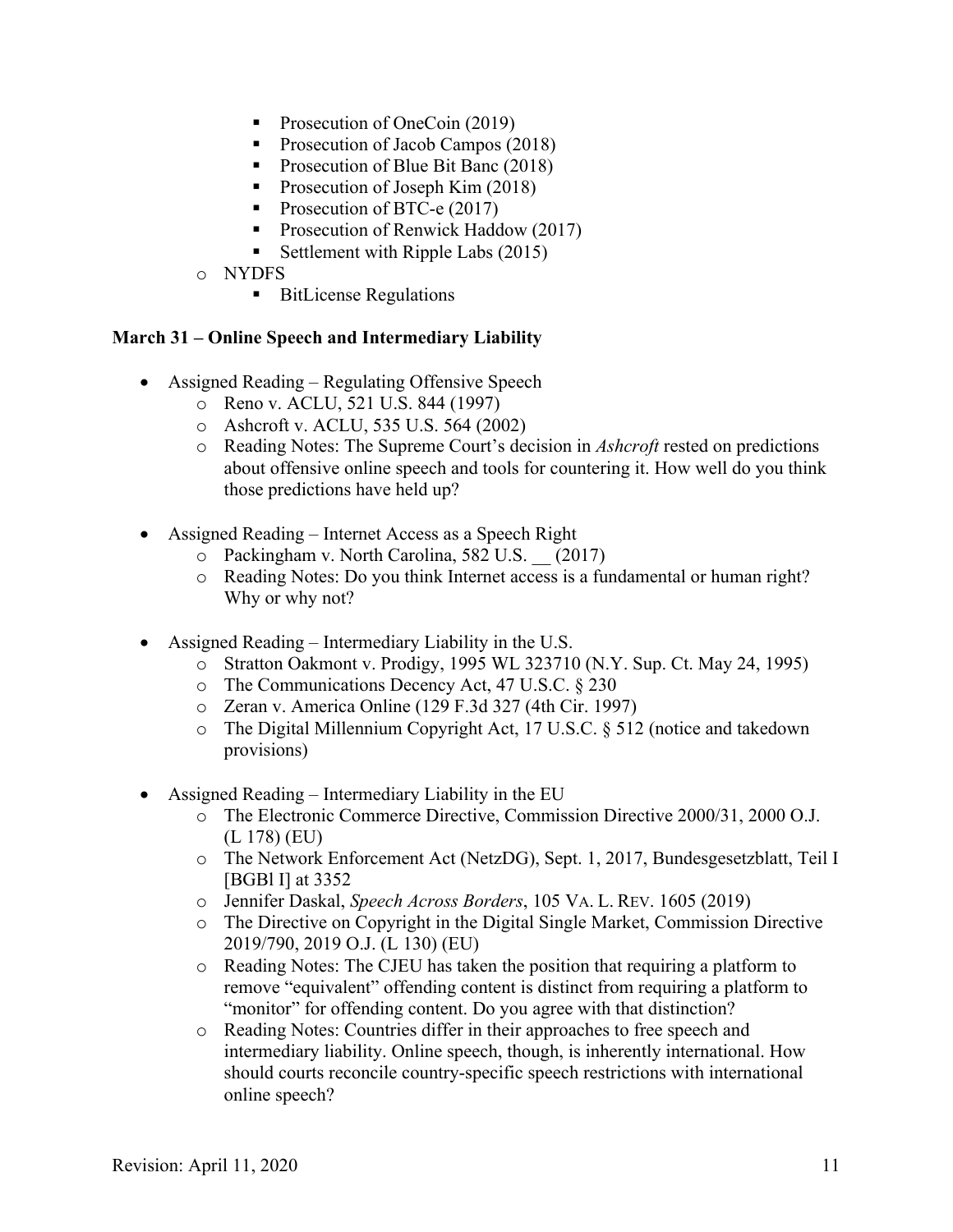- Prosecution of OneCoin (2019)
- Prosecution of Jacob Campos (2018)
- Prosecution of Blue Bit Banc (2018)
- Prosecution of Joseph Kim (2018)
- Prosecution of BTC-e (2017)
- Prosecution of Renwick Haddow (2017)
- Settlement with Ripple Labs (2015)

- NYDFS
  - BitLicense Regulations

**March 31 – Online Speech and Intermediary Liability**

- Assigned Reading – Regulating Offensive Speech
  - Reno v. ACLU, 521 U.S. 844 (1997)
  - Ashcroft v. ACLU, 535 U.S. 564 (2002)
  - Reading Notes: The Supreme Court's decision in *Ashcroft* rested on predictions about offensive online speech and tools for countering it. How well do you think those predictions have held up?

- Assigned Reading – Internet Access as a Speech Right
  - Packingham v. North Carolina, 582 U.S. __ (2017)
  - Reading Notes: Do you think Internet access is a fundamental or human right? Why or why not?

- Assigned Reading – Intermediary Liability in the U.S.
  - Stratton Oakmont v. Prodigy, 1995 WL 323710 (N.Y. Sup. Ct. May 24, 1995)
  - The Communications Decency Act, 47 U.S.C. § 230
  - Zeran v. America Online (129 F.3d 327 (4th Cir. 1997)
  - The Digital Millennium Copyright Act, 17 U.S.C. § 512 (notice and takedown provisions)

- Assigned Reading – Intermediary Liability in the EU
  - The Electronic Commerce Directive, Commission Directive 2000/31, 2000 O.J. (L 178) (EU)
  - The Network Enforcement Act (NetzDG), Sept. 1, 2017, Bundesgesetzblatt, Teil I [BGBl I] at 3352
  - Jennifer Daskal, *Speech Across Borders*, 105 VA. L. REV. 1605 (2019)
  - The Directive on Copyright in the Digital Single Market, Commission Directive 2019/790, 2019 O.J. (L 130) (EU)
  - Reading Notes: The CJEU has taken the position that requiring a platform to remove "equivalent" offending content is distinct from requiring a platform to "monitor" for offending content. Do you agree with that distinction?
  - Reading Notes: Countries differ in their approaches to free speech and intermediary liability. Online speech, though, is inherently international. How should courts reconcile country-specific speech restrictions with international online speech?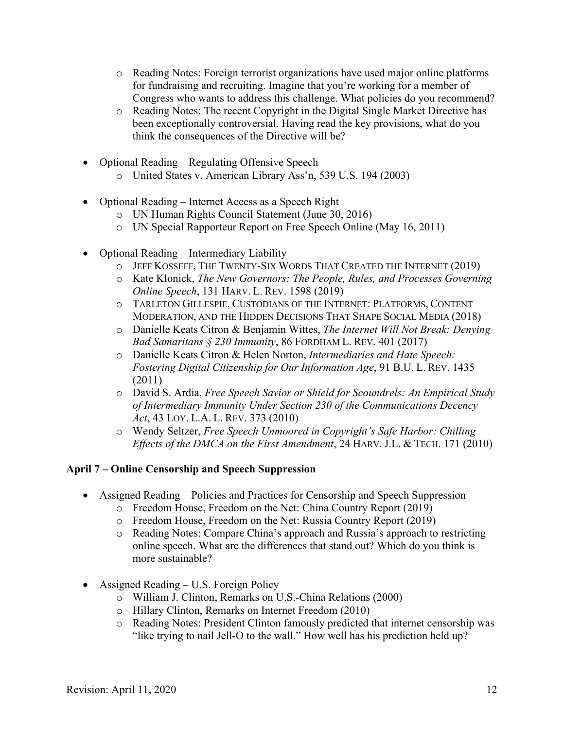- Reading Notes: Foreign terrorist organizations have used major online platforms for fundraising and recruiting. Imagine that you're working for a member of Congress who wants to address this challenge. What policies do you recommend?
  - Reading Notes: The recent Copyright in the Digital Single Market Directive has been exceptionally controversial. Having read the key provisions, what do you think the consequences of the Directive will be?

- Optional Reading – Regulating Offensive Speech
  - United States v. American Library Ass'n, 539 U.S. 194 (2003)

- Optional Reading – Internet Access as a Speech Right
  - UN Human Rights Council Statement (June 30, 2016)
  - UN Special Rapporteur Report on Free Speech Online (May 16, 2011)

- Optional Reading – Intermediary Liability
  - JEFF KOSSEFF, THE TWENTY-SIX WORDS THAT CREATED THE INTERNET (2019)
  - Kate Klonick, *The New Governors: The People, Rules, and Processes Governing Online Speech*, 131 HARV. L. REV. 1598 (2019)
  - TARLETON GILLESPIE, CUSTODIANS OF THE INTERNET: PLATFORMS, CONTENT MODERATION, AND THE HIDDEN DECISIONS THAT SHAPE SOCIAL MEDIA (2018)
  - Danielle Keats Citron & Benjamin Wittes, *The Internet Will Not Break: Denying Bad Samaritans § 230 Immunity*, 86 FORDHAM L. REV. 401 (2017)
  - Danielle Keats Citron & Helen Norton, *Intermediaries and Hate Speech: Fostering Digital Citizenship for Our Information Age*, 91 B.U. L. REV. 1435 (2011)
  - David S. Ardia, *Free Speech Savior or Shield for Scoundrels: An Empirical Study of Intermediary Immunity Under Section 230 of the Communications Decency Act*, 43 LOY. L.A. L. REV. 373 (2010)
  - Wendy Seltzer, *Free Speech Unmoored in Copyright's Safe Harbor: Chilling Effects of the DMCA on the First Amendment*, 24 HARV. J.L. & TECH. 171 (2010)

**April 7 – Online Censorship and Speech Suppression**

- Assigned Reading – Policies and Practices for Censorship and Speech Suppression
  - Freedom House, Freedom on the Net: China Country Report (2019)
  - Freedom House, Freedom on the Net: Russia Country Report (2019)
  - Reading Notes: Compare China's approach and Russia's approach to restricting online speech. What are the differences that stand out? Which do you think is more sustainable?

- Assigned Reading – U.S. Foreign Policy
  - William J. Clinton, Remarks on U.S.-China Relations (2000)
  - Hillary Clinton, Remarks on Internet Freedom (2010)
  - Reading Notes: President Clinton famously predicted that internet censorship was "like trying to nail Jell-O to the wall." How well has his prediction held up?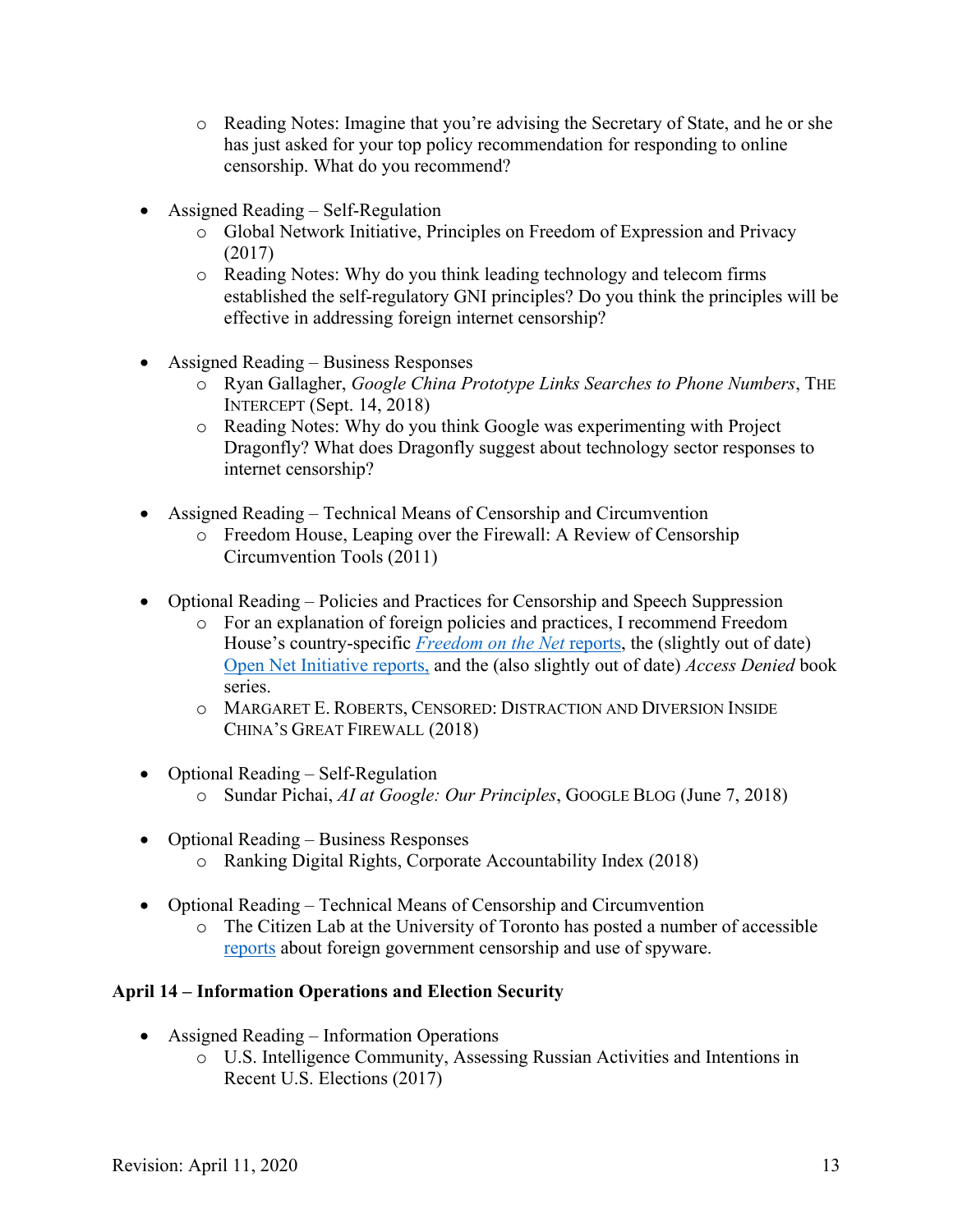- Reading Notes: Imagine that you're advising the Secretary of State, and he or she has just asked for your top policy recommendation for responding to online censorship. What do you recommend?

- Assigned Reading – Self-Regulation
    - Global Network Initiative, Principles on Freedom of Expression and Privacy (2017)
    - Reading Notes: Why do you think leading technology and telecom firms established the self-regulatory GNI principles? Do you think the principles will be effective in addressing foreign internet censorship?

- Assigned Reading – Business Responses
    - Ryan Gallagher, *Google China Prototype Links Searches to Phone Numbers*, THE INTERCEPT (Sept. 14, 2018)
    - Reading Notes: Why do you think Google was experimenting with Project Dragonfly? What does Dragonfly suggest about technology sector responses to internet censorship?

- Assigned Reading – Technical Means of Censorship and Circumvention
    - Freedom House, Leaping over the Firewall: A Review of Censorship Circumvention Tools (2011)

- Optional Reading – Policies and Practices for Censorship and Speech Suppression
    - For an explanation of foreign policies and practices, I recommend Freedom House's country-specific *Freedom on the Net* reports, the (slightly out of date) Open Net Initiative reports, and the (also slightly out of date) *Access Denied* book series.
    - MARGARET E. ROBERTS, CENSORED: DISTRACTION AND DIVERSION INSIDE CHINA'S GREAT FIREWALL (2018)

- Optional Reading – Self-Regulation
    - Sundar Pichai, *AI at Google: Our Principles*, GOOGLE BLOG (June 7, 2018)

- Optional Reading – Business Responses
    - Ranking Digital Rights, Corporate Accountability Index (2018)

- Optional Reading – Technical Means of Censorship and Circumvention
    - The Citizen Lab at the University of Toronto has posted a number of accessible reports about foreign government censorship and use of spyware.

**April 14 – Information Operations and Election Security**

- Assigned Reading – Information Operations
    - U.S. Intelligence Community, Assessing Russian Activities and Intentions in Recent U.S. Elections (2017)

Revision: April 11, 2020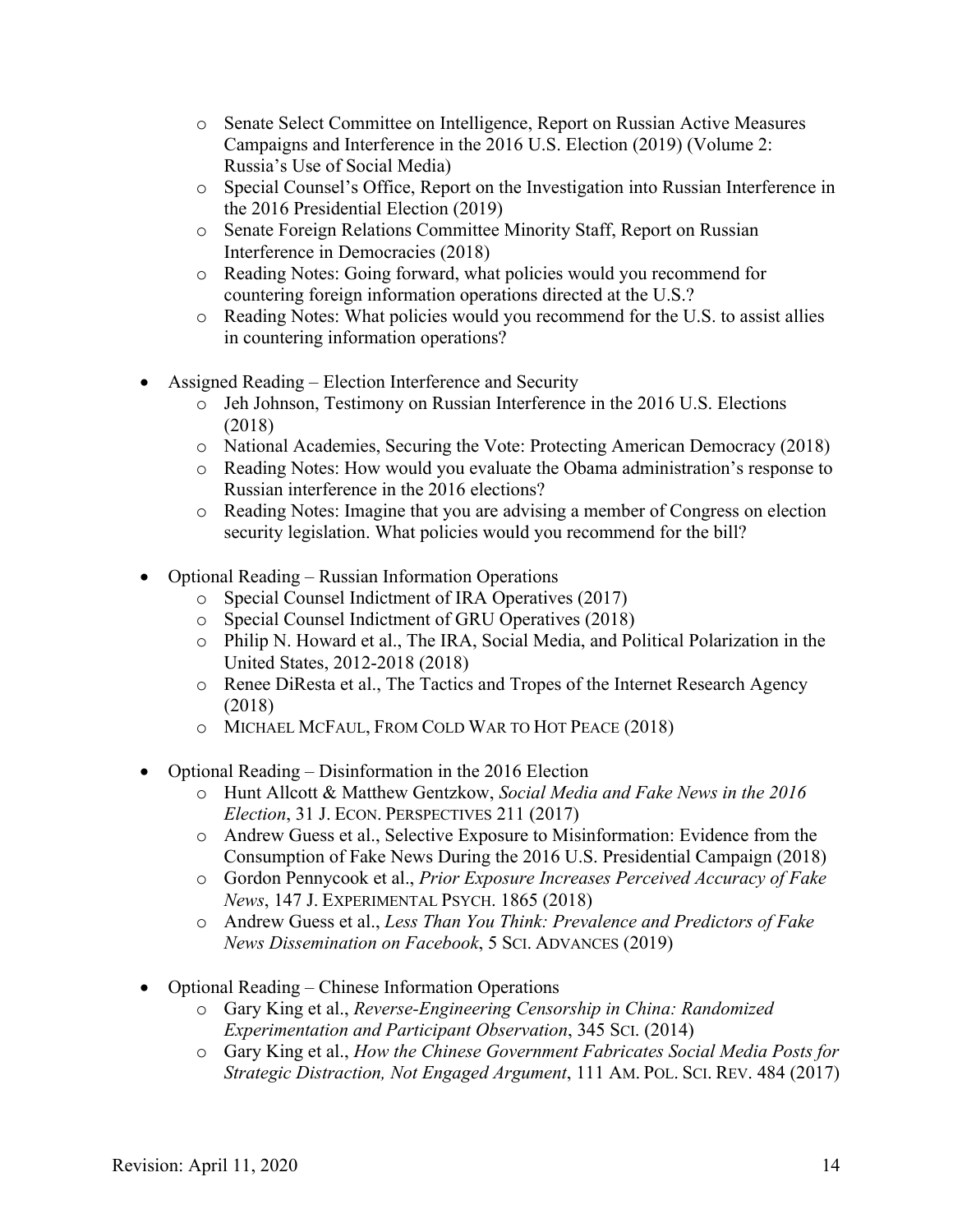- Senate Select Committee on Intelligence, Report on Russian Active Measures Campaigns and Interference in the 2016 U.S. Election (2019) (Volume 2: Russia's Use of Social Media)
- Special Counsel's Office, Report on the Investigation into Russian Interference in the 2016 Presidential Election (2019)
- Senate Foreign Relations Committee Minority Staff, Report on Russian Interference in Democracies (2018)
- Reading Notes: Going forward, what policies would you recommend for countering foreign information operations directed at the U.S.?
- Reading Notes: What policies would you recommend for the U.S. to assist allies in countering information operations?

- Assigned Reading – Election Interference and Security
  - Jeh Johnson, Testimony on Russian Interference in the 2016 U.S. Elections (2018)
  - National Academies, Securing the Vote: Protecting American Democracy (2018)
  - Reading Notes: How would you evaluate the Obama administration's response to Russian interference in the 2016 elections?
  - Reading Notes: Imagine that you are advising a member of Congress on election security legislation. What policies would you recommend for the bill?

- Optional Reading – Russian Information Operations
  - Special Counsel Indictment of IRA Operatives (2017)
  - Special Counsel Indictment of GRU Operatives (2018)
  - Philip N. Howard et al., The IRA, Social Media, and Political Polarization in the United States, 2012-2018 (2018)
  - Renee DiResta et al., The Tactics and Tropes of the Internet Research Agency (2018)
  - MICHAEL MCFAUL, FROM COLD WAR TO HOT PEACE (2018)

- Optional Reading – Disinformation in the 2016 Election
  - Hunt Allcott & Matthew Gentzkow, *Social Media and Fake News in the 2016 Election*, 31 J. ECON. PERSPECTIVES 211 (2017)
  - Andrew Guess et al., Selective Exposure to Misinformation: Evidence from the Consumption of Fake News During the 2016 U.S. Presidential Campaign (2018)
  - Gordon Pennycook et al., *Prior Exposure Increases Perceived Accuracy of Fake News*, 147 J. EXPERIMENTAL PSYCH. 1865 (2018)
  - Andrew Guess et al., *Less Than You Think: Prevalence and Predictors of Fake News Dissemination on Facebook*, 5 SCI. ADVANCES (2019)

- Optional Reading – Chinese Information Operations
  - Gary King et al., *Reverse-Engineering Censorship in China: Randomized Experimentation and Participant Observation*, 345 SCI. (2014)
  - Gary King et al., *How the Chinese Government Fabricates Social Media Posts for Strategic Distraction, Not Engaged Argument*, 111 AM. POL. SCI. REV. 484 (2017)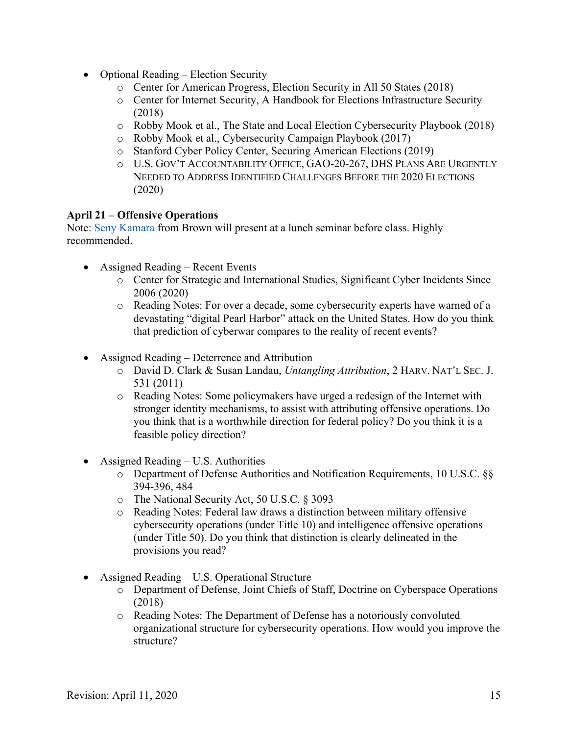- Optional Reading – Election Security
  - Center for American Progress, Election Security in All 50 States (2018)
  - Center for Internet Security, A Handbook for Elections Infrastructure Security (2018)
  - Robby Mook et al., The State and Local Election Cybersecurity Playbook (2018)
  - Robby Mook et al., Cybersecurity Campaign Playbook (2017)
  - Stanford Cyber Policy Center, Securing American Elections (2019)
  - U.S. GOV'T ACCOUNTABILITY OFFICE, GAO-20-267, DHS PLANS ARE URGENTLY NEEDED TO ADDRESS IDENTIFIED CHALLENGES BEFORE THE 2020 ELECTIONS (2020)

**April 21 – Offensive Operations**
Note: Seny Kamara from Brown will present at a lunch seminar before class. Highly recommended.

- Assigned Reading – Recent Events
  - Center for Strategic and International Studies, Significant Cyber Incidents Since 2006 (2020)
  - Reading Notes: For over a decade, some cybersecurity experts have warned of a devastating "digital Pearl Harbor" attack on the United States. How do you think that prediction of cyberwar compares to the reality of recent events?

- Assigned Reading – Deterrence and Attribution
  - David D. Clark & Susan Landau, *Untangling Attribution*, 2 HARV. NAT'L SEC. J. 531 (2011)
  - Reading Notes: Some policymakers have urged a redesign of the Internet with stronger identity mechanisms, to assist with attributing offensive operations. Do you think that is a worthwhile direction for federal policy? Do you think it is a feasible policy direction?

- Assigned Reading – U.S. Authorities
  - Department of Defense Authorities and Notification Requirements, 10 U.S.C. §§ 394-396, 484
  - The National Security Act, 50 U.S.C. § 3093
  - Reading Notes: Federal law draws a distinction between military offensive cybersecurity operations (under Title 10) and intelligence offensive operations (under Title 50). Do you think that distinction is clearly delineated in the provisions you read?

- Assigned Reading – U.S. Operational Structure
  - Department of Defense, Joint Chiefs of Staff, Doctrine on Cyberspace Operations (2018)
  - Reading Notes: The Department of Defense has a notoriously convoluted organizational structure for cybersecurity operations. How would you improve the structure?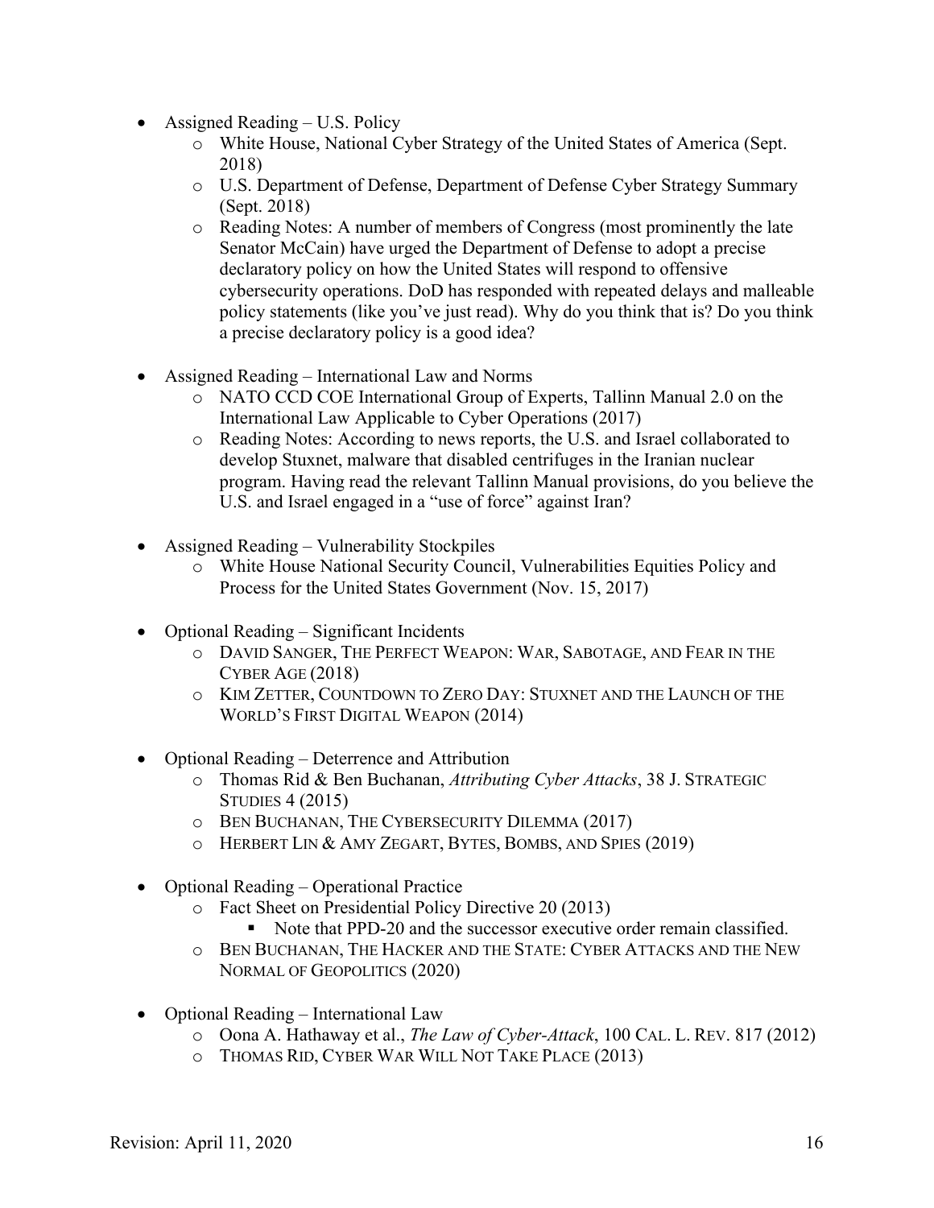- Assigned Reading – U.S. Policy
  - White House, National Cyber Strategy of the United States of America (Sept. 2018)
  - U.S. Department of Defense, Department of Defense Cyber Strategy Summary (Sept. 2018)
  - Reading Notes: A number of members of Congress (most prominently the late Senator McCain) have urged the Department of Defense to adopt a precise declaratory policy on how the United States will respond to offensive cybersecurity operations. DoD has responded with repeated delays and malleable policy statements (like you've just read). Why do you think that is? Do you think a precise declaratory policy is a good idea?

- Assigned Reading – International Law and Norms
  - NATO CCD COE International Group of Experts, Tallinn Manual 2.0 on the International Law Applicable to Cyber Operations (2017)
  - Reading Notes: According to news reports, the U.S. and Israel collaborated to develop Stuxnet, malware that disabled centrifuges in the Iranian nuclear program. Having read the relevant Tallinn Manual provisions, do you believe the U.S. and Israel engaged in a "use of force" against Iran?

- Assigned Reading – Vulnerability Stockpiles
  - White House National Security Council, Vulnerabilities Equities Policy and Process for the United States Government (Nov. 15, 2017)

- Optional Reading – Significant Incidents
  - DAVID SANGER, THE PERFECT WEAPON: WAR, SABOTAGE, AND FEAR IN THE CYBER AGE (2018)
  - KIM ZETTER, COUNTDOWN TO ZERO DAY: STUXNET AND THE LAUNCH OF THE WORLD'S FIRST DIGITAL WEAPON (2014)

- Optional Reading – Deterrence and Attribution
  - Thomas Rid & Ben Buchanan, *Attributing Cyber Attacks*, 38 J. STRATEGIC STUDIES 4 (2015)
  - BEN BUCHANAN, THE CYBERSECURITY DILEMMA (2017)
  - HERBERT LIN & AMY ZEGART, BYTES, BOMBS, AND SPIES (2019)

- Optional Reading – Operational Practice
  - Fact Sheet on Presidential Policy Directive 20 (2013)
    - Note that PPD-20 and the successor executive order remain classified.
  - BEN BUCHANAN, THE HACKER AND THE STATE: CYBER ATTACKS AND THE NEW NORMAL OF GEOPOLITICS (2020)

- Optional Reading – International Law
  - Oona A. Hathaway et al., *The Law of Cyber-Attack*, 100 CAL. L. REV. 817 (2012)
  - THOMAS RID, CYBER WAR WILL NOT TAKE PLACE (2013)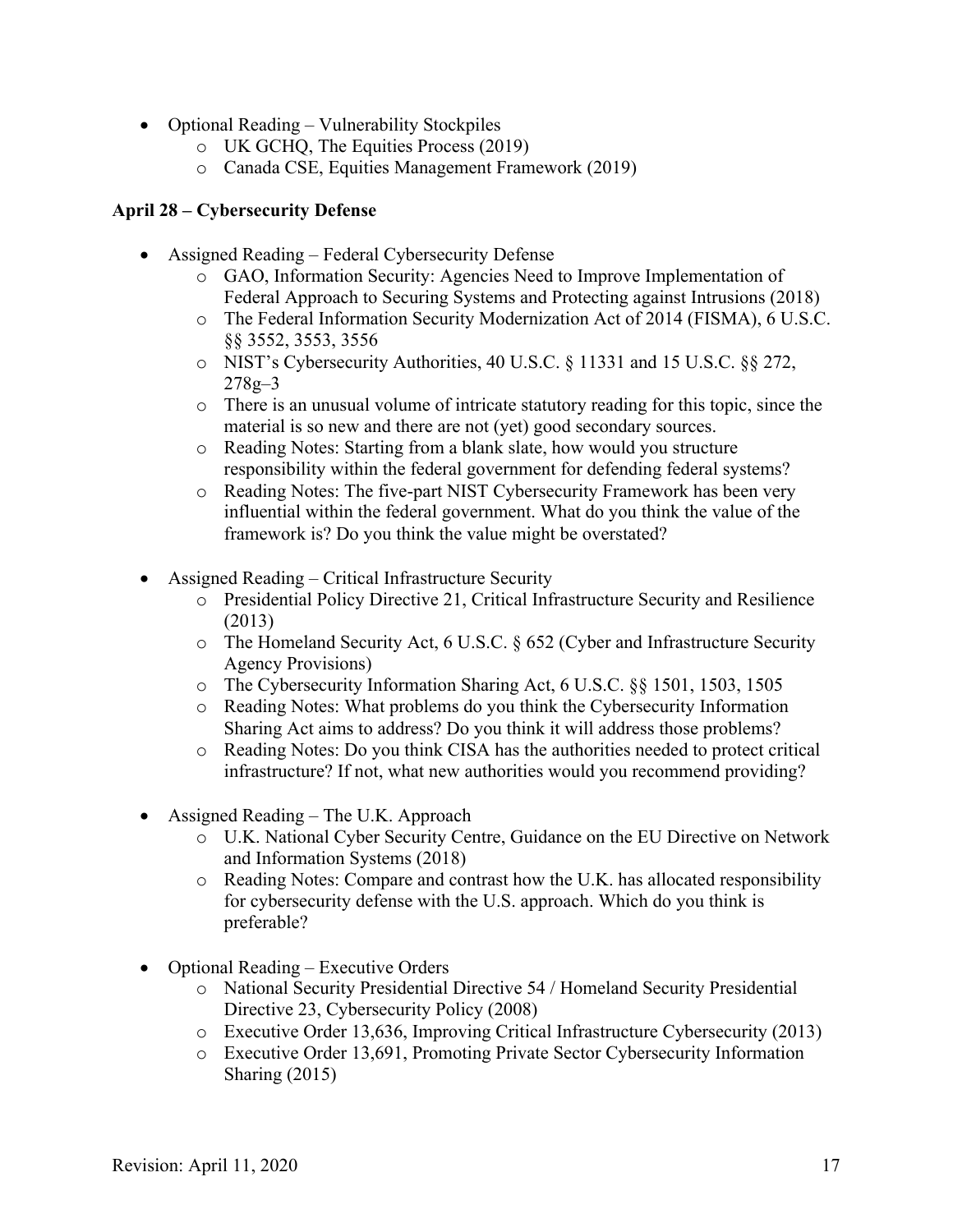- Optional Reading – Vulnerability Stockpiles
    - UK GCHQ, The Equities Process (2019)
    - Canada CSE, Equities Management Framework (2019)

**April 28 – Cybersecurity Defense**

- Assigned Reading – Federal Cybersecurity Defense
    - GAO, Information Security: Agencies Need to Improve Implementation of Federal Approach to Securing Systems and Protecting against Intrusions (2018)
    - The Federal Information Security Modernization Act of 2014 (FISMA), 6 U.S.C. §§ 3552, 3553, 3556
    - NIST's Cybersecurity Authorities, 40 U.S.C. § 11331 and 15 U.S.C. §§ 272, 278g–3
    - There is an unusual volume of intricate statutory reading for this topic, since the material is so new and there are not (yet) good secondary sources.
    - Reading Notes: Starting from a blank slate, how would you structure responsibility within the federal government for defending federal systems?
    - Reading Notes: The five-part NIST Cybersecurity Framework has been very influential within the federal government. What do you think the value of the framework is? Do you think the value might be overstated?

- Assigned Reading – Critical Infrastructure Security
    - Presidential Policy Directive 21, Critical Infrastructure Security and Resilience (2013)
    - The Homeland Security Act, 6 U.S.C. § 652 (Cyber and Infrastructure Security Agency Provisions)
    - The Cybersecurity Information Sharing Act, 6 U.S.C. §§ 1501, 1503, 1505
    - Reading Notes: What problems do you think the Cybersecurity Information Sharing Act aims to address? Do you think it will address those problems?
    - Reading Notes: Do you think CISA has the authorities needed to protect critical infrastructure? If not, what new authorities would you recommend providing?

- Assigned Reading – The U.K. Approach
    - U.K. National Cyber Security Centre, Guidance on the EU Directive on Network and Information Systems (2018)
    - Reading Notes: Compare and contrast how the U.K. has allocated responsibility for cybersecurity defense with the U.S. approach. Which do you think is preferable?

- Optional Reading – Executive Orders
    - National Security Presidential Directive 54 / Homeland Security Presidential Directive 23, Cybersecurity Policy (2008)
    - Executive Order 13,636, Improving Critical Infrastructure Cybersecurity (2013)
    - Executive Order 13,691, Promoting Private Sector Cybersecurity Information Sharing (2015)

Revision: April 11, 2020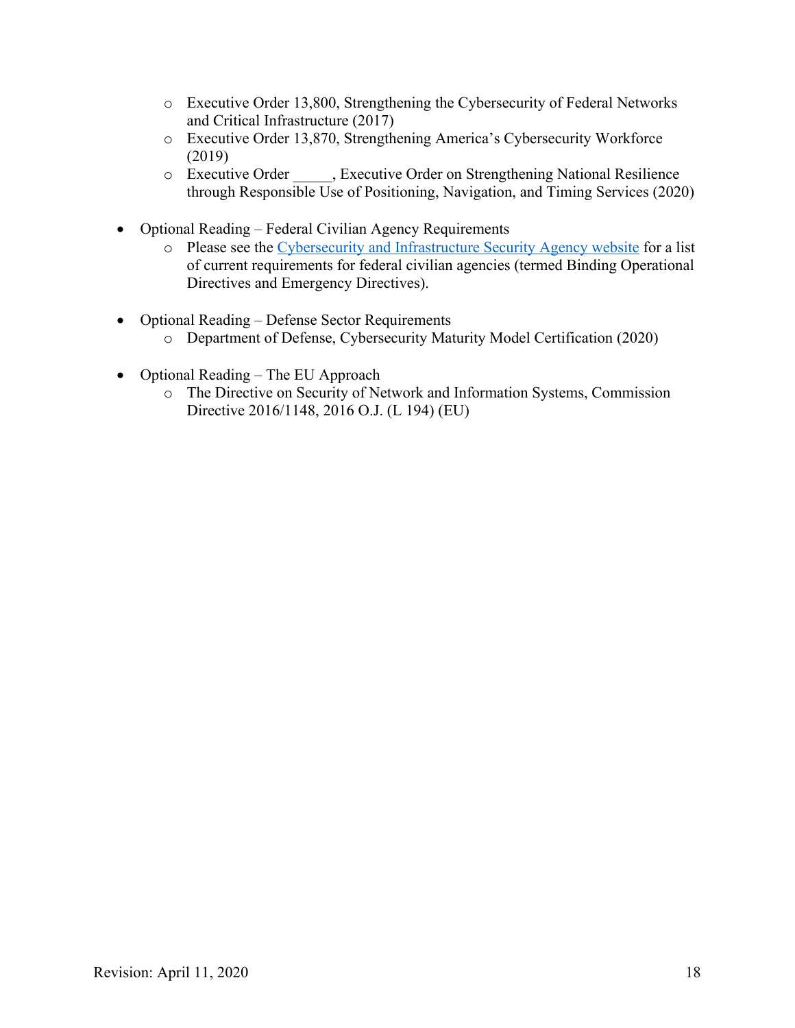- Executive Order 13,800, Strengthening the Cybersecurity of Federal Networks and Critical Infrastructure (2017)
- Executive Order 13,870, Strengthening America's Cybersecurity Workforce (2019)
- Executive Order _____, Executive Order on Strengthening National Resilience through Responsible Use of Positioning, Navigation, and Timing Services (2020)

- Optional Reading – Federal Civilian Agency Requirements
  - Please see the Cybersecurity and Infrastructure Security Agency website for a list of current requirements for federal civilian agencies (termed Binding Operational Directives and Emergency Directives).

- Optional Reading – Defense Sector Requirements
  - Department of Defense, Cybersecurity Maturity Model Certification (2020)

- Optional Reading – The EU Approach
  - The Directive on Security of Network and Information Systems, Commission Directive 2016/1148, 2016 O.J. (L 194) (EU)

Revision: April 11, 2020